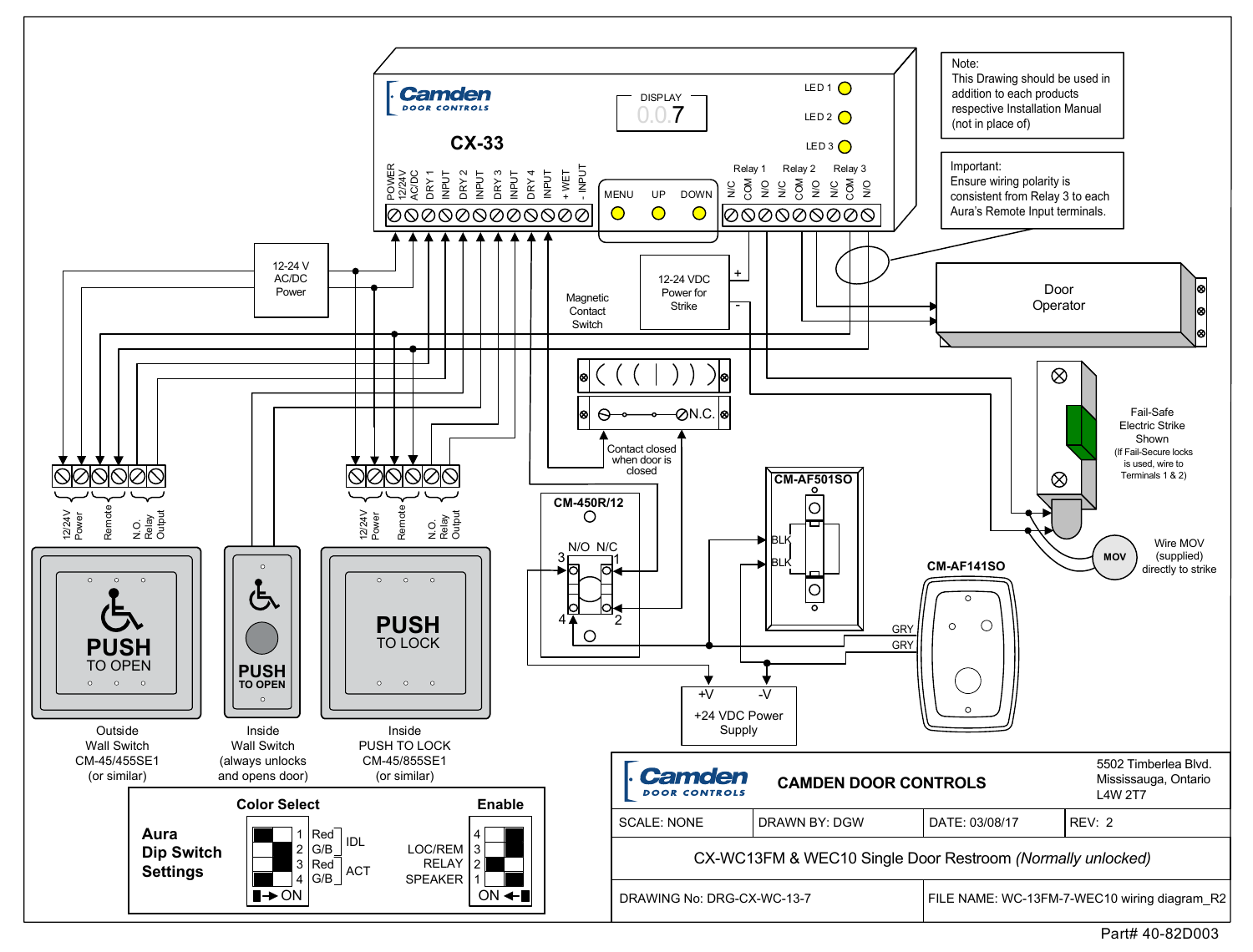**Camden** DOOR CONTROLS

**CX-33**

DISPLAY 0.0.7

LED 1
LED 2
LED 3

POWER 12/24V AC/DC | DRY 1 INPUT | DRY 2 INPUT | DRY 3 INPUT | DRY 4 INPUT | + WET - INPUT

MENU | UP | DOWN

Relay 1: N/C COM N/O | Relay 2: N/C COM N/O | Relay 3: N/C COM N/O

Note:
This Drawing should be used in addition to each products respective Installation Manual (not in place of)

Important:
Ensure wiring polarity is consistent from Relay 3 to each Aura's Remote Input terminals.

12-24 V AC/DC Power

Magnetic Contact Switch

12-24 VDC Power for Strike

Door Operator

Contact closed when door is closed

N.C.

Fail-Safe Electric Strike Shown
(If Fail-Secure locks is used, wire to Terminals 1 & 2)

MOV

Wire MOV (supplied) directly to strike

CM-450R/12
N/O N/C

CM-AF501SO
BLK
BLK

CM-AF141SO
GRY
GRY

+V -V
+24 VDC Power Supply

12/24V Power | Remote | N.O. Relay Output

12/24V Power | Remote | N.O. Relay Output

PUSH TO OPEN

PUSH TO OPEN

PUSH TO LOCK

Outside Wall Switch CM-45/455SE1 (or similar)

Inside Wall Switch (always unlocks and opens door)

Inside PUSH TO LOCK CM-45/855SE1 (or similar)

**Aura Dip Switch Settings**

**Color Select**

1 Red, 2 G/B — IDL
3 Red, 4 G/B — ACT
→ ON

**Enable**

4, 3 — LOC/REM
2 — RELAY
1 — SPEAKER
ON ←

**Camden** DOOR CONTROLS

**CAMDEN DOOR CONTROLS**

5502 Timberlea Blvd.
Mississauga, Ontario
L4W 2T7

| SCALE: NONE | DRAWN BY: DGW | DATE: 03/08/17 | REV: 2 |
|---|---|---|---|

CX-WC13FM & WEC10 Single Door Restroom *(Normally unlocked)*

| DRAWING No: DRG-CX-WC-13-7 | FILE NAME: WC-13FM-7-WEC10 wiring diagram_R2 |
|---|---|

Part# 40-82D003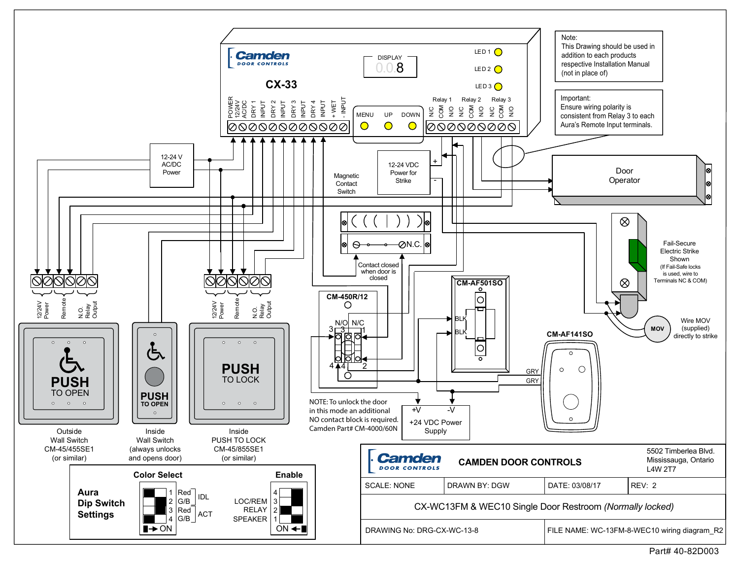Note:
This Drawing should be used in addition to each products respective Installation Manual (not in place of)

Important:
Ensure wiring polarity is consistent from Relay 3 to each Aura's Remote Input terminals.

Camden DOOR CONTROLS

CX-33

DISPLAY 0.0.8

LED 1
LED 2
LED 3

POWER 12/24V AC/DC, DRY 1 INPUT, DRY 2 INPUT, DRY 3 INPUT, DRY 4 INPUT, + WET, - INPUT

MENU UP DOWN

Relay 1 N/C COM N/O, Relay 2 N/C COM N/O, Relay 3 N/C COM N/O

12-24 V AC/DC Power

Magnetic Contact Switch

12-24 VDC Power for Strike

Door Operator

Fail-Secure Electric Strike Shown
(If Fail-Safe locks is used, wire to Terminals NC & COM)

Wire MOV (supplied) directly to strike

MOV

N.C.

Contact closed when door is closed

CM-450R/12

N/O N/C

CM-AF501SO

BLK
BLK

CM-AF141SO

GRY
GRY

NOTE: To unlock the door in this mode an additional NO contact block is required. Camden Part# CM-4000/60N

+V -V
+24 VDC Power Supply

12/24V Power, Remote, N.O. Relay Output

PUSH TO OPEN

PUSH TO OPEN

PUSH TO LOCK

Outside Wall Switch CM-45/455SE1 (or similar)

Inside Wall Switch (always unlocks and opens door)

Inside PUSH TO LOCK CM-45/855SE1 (or similar)

**Aura Dip Switch Settings**

Color Select
1 Red, 2 G/B — IDL
3 Red, 4 G/B — ACT
ON

Enable
4, 3 LOC/REM, 2 RELAY, 1 SPEAKER
ON

Camden DOOR CONTROLS

**CAMDEN DOOR CONTROLS**

5502 Timberlea Blvd.
Mississauga, Ontario
L4W 2T7

| | | | |
|---|---|---|---|
| SCALE: NONE | DRAWN BY: DGW | DATE: 03/08/17 | REV: 2 |

CX-WC13FM & WEC10 Single Door Restroom *(Normally locked)*

| | |
|---|---|
| DRAWING No: DRG-CX-WC-13-8 | FILE NAME: WC-13FM-8-WEC10 wiring diagram_R2 |

Part# 40-82D003